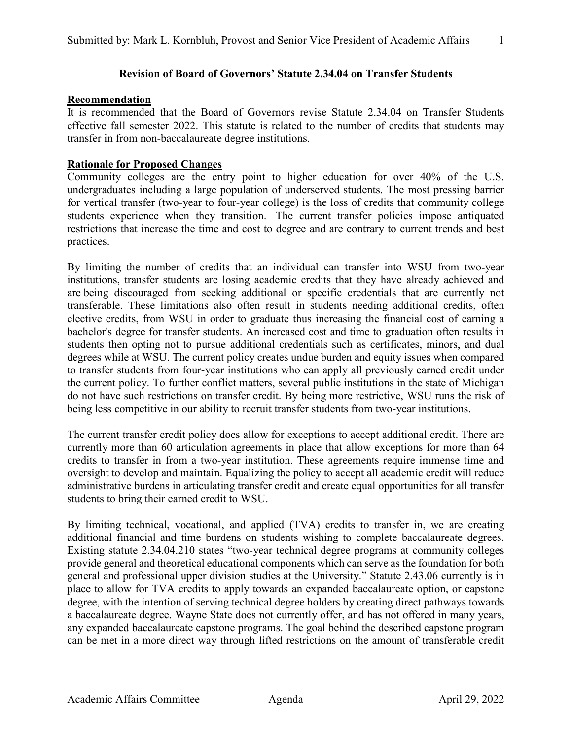Submitted by: Mark L. Kornbluh, Provost and Senior Vice President of Academic Affairs

# Revision of Board of Governors' Statute 2.34.04 on Transfer Students

## Recommendation

It is recommended that the Board of Governors revise Statute 2.34.04 on Transfer Students effective fall semester 2022. This statute is related to the number of credits that students may transfer in from non-baccalaureate degree institutions.

## Rationale for Proposed Changes

Community colleges are the entry point to higher education for over 40% of the U.S. undergraduates including a large population of underserved students. The most pressing barrier for vertical transfer (two-year to four-year college) is the loss of credits that community college students experience when they transition. The current transfer policies impose antiquated restrictions that increase the time and cost to degree and are contrary to current trends and best practices.

By limiting the number of credits that an individual can transfer into WSU from two-year institutions, transfer students are losing academic credits that they have already achieved and are being discouraged from seeking additional or specific credentials that are currently not transferable. These limitations also often result in students needing additional credits, often elective credits, from WSU in order to graduate thus increasing the financial cost of earning a bachelor's degree for transfer students. An increased cost and time to graduation often results in students then opting not to pursue additional credentials such as certificates, minors, and dual degrees while at WSU. The current policy creates undue burden and equity issues when compared to transfer students from four-year institutions who can apply all previously earned credit under the current policy. To further conflict matters, several public institutions in the state of Michigan do not have such restrictions on transfer credit. By being more restrictive, WSU runs the risk of being less competitive in our ability to recruit transfer students from two-year institutions.

The current transfer credit policy does allow for exceptions to accept additional credit. There are currently more than 60 articulation agreements in place that allow exceptions for more than 64 credits to transfer in from a two-year institution. These agreements require immense time and oversight to develop and maintain. Equalizing the policy to accept all academic credit will reduce administrative burdens in articulating transfer credit and create equal opportunities for all transfer students to bring their earned credit to WSU.

By limiting technical, vocational, and applied (TVA) credits to transfer in, we are creating additional financial and time burdens on students wishing to complete baccalaureate degrees. Existing statute 2.34.04.210 states "two-year technical degree programs at community colleges provide general and theoretical educational components which can serve as the foundation for both general and professional upper division studies at the University." Statute 2.43.06 currently is in place to allow for TVA credits to apply towards an expanded baccalaureate option, or capstone degree, with the intention of serving technical degree holders by creating direct pathways towards a baccalaureate degree. Wayne State does not currently offer, and has not offered in many years, any expanded baccalaureate capstone programs. The goal behind the described capstone program can be met in a more direct way through lifted restrictions on the amount of transferable credit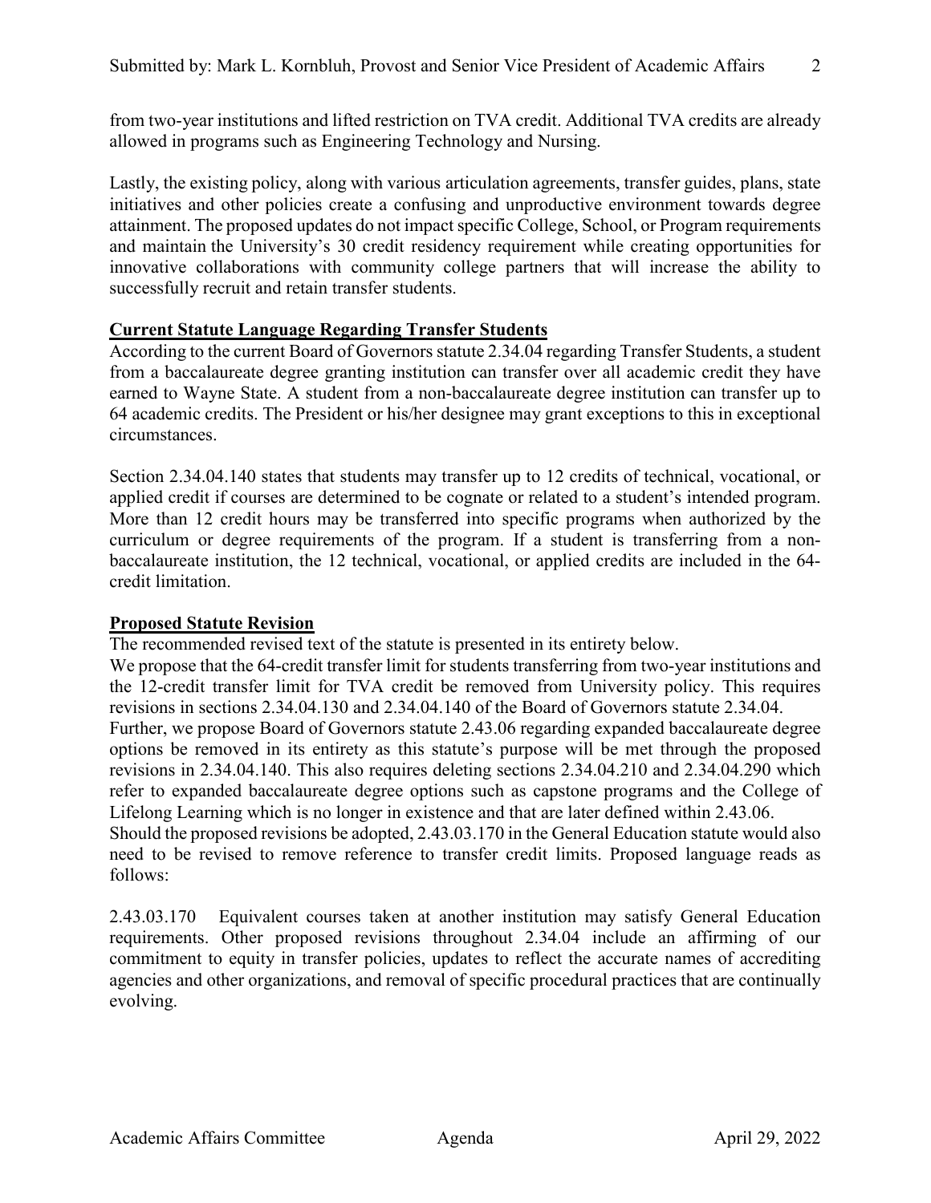from two-year institutions and lifted restriction on TVA credit. Additional TVA credits are already allowed in programs such as Engineering Technology and Nursing.

Lastly, the existing policy, along with various articulation agreements, transfer guides, plans, state initiatives and other policies create a confusing and unproductive environment towards degree attainment. The proposed updates do not impact specific College, School, or Program requirements and maintain the University's 30 credit residency requirement while creating opportunities for innovative collaborations with community college partners that will increase the ability to successfully recruit and retain transfer students.

**Current Statute Language Regarding Transfer Students**

According to the current Board of Governors statute 2.34.04 regarding Transfer Students, a student from a baccalaureate degree granting institution can transfer over all academic credit they have earned to Wayne State. A student from a non-baccalaureate degree institution can transfer up to 64 academic credits. The President or his/her designee may grant exceptions to this in exceptional circumstances.

Section 2.34.04.140 states that students may transfer up to 12 credits of technical, vocational, or applied credit if courses are determined to be cognate or related to a student's intended program. More than 12 credit hours may be transferred into specific programs when authorized by the curriculum or degree requirements of the program. If a student is transferring from a non-baccalaureate institution, the 12 technical, vocational, or applied credits are included in the 64-credit limitation.

**Proposed Statute Revision**

The recommended revised text of the statute is presented in its entirety below.

We propose that the 64-credit transfer limit for students transferring from two-year institutions and the 12-credit transfer limit for TVA credit be removed from University policy. This requires revisions in sections 2.34.04.130 and 2.34.04.140 of the Board of Governors statute 2.34.04.

Further, we propose Board of Governors statute 2.43.06 regarding expanded baccalaureate degree options be removed in its entirety as this statute's purpose will be met through the proposed revisions in 2.34.04.140. This also requires deleting sections 2.34.04.210 and 2.34.04.290 which refer to expanded baccalaureate degree options such as capstone programs and the College of Lifelong Learning which is no longer in existence and that are later defined within 2.43.06.

Should the proposed revisions be adopted, 2.43.03.170 in the General Education statute would also need to be revised to remove reference to transfer credit limits. Proposed language reads as follows:

2.43.03.170 Equivalent courses taken at another institution may satisfy General Education requirements. Other proposed revisions throughout 2.34.04 include an affirming of our commitment to equity in transfer policies, updates to reflect the accurate names of accrediting agencies and other organizations, and removal of specific procedural practices that are continually evolving.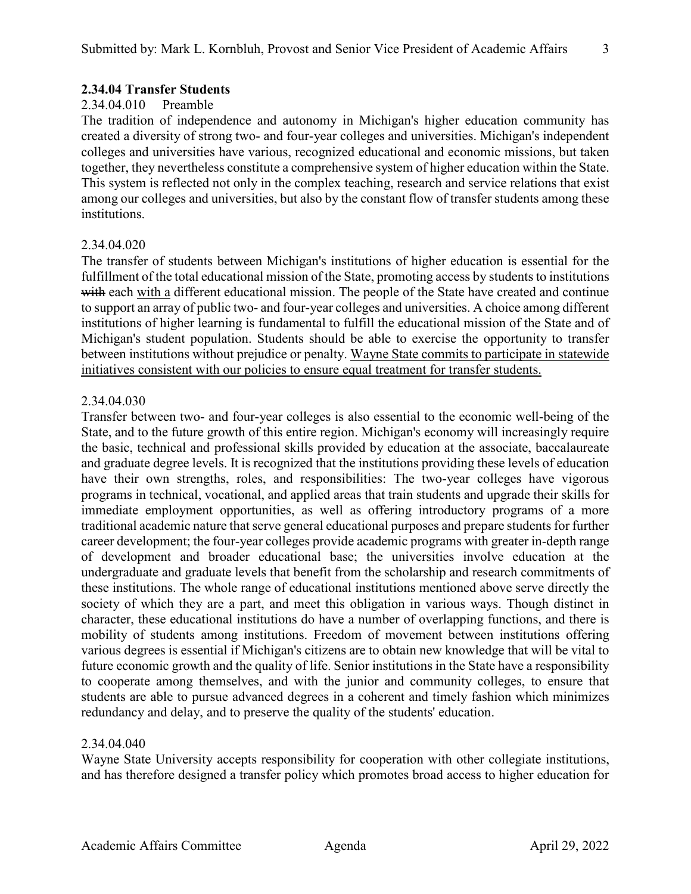### 2.34.04 Transfer Students

2.34.04.010 Preamble

The tradition of independence and autonomy in Michigan's higher education community has created a diversity of strong two- and four-year colleges and universities. Michigan's independent colleges and universities have various, recognized educational and economic missions, but taken together, they nevertheless constitute a comprehensive system of higher education within the State. This system is reflected not only in the complex teaching, research and service relations that exist among our colleges and universities, but also by the constant flow of transfer students among these institutions.

2.34.04.020

The transfer of students between Michigan's institutions of higher education is essential for the fulfillment of the total educational mission of the State, promoting access by students to institutions ~~with~~ each <u>with a</u> different educational mission. The people of the State have created and continue to support an array of public two- and four-year colleges and universities. A choice among different institutions of higher learning is fundamental to fulfill the educational mission of the State and of Michigan's student population. Students should be able to exercise the opportunity to transfer between institutions without prejudice or penalty. <u>Wayne State commits to participate in statewide initiatives consistent with our policies to ensure equal treatment for transfer students.</u>

2.34.04.030

Transfer between two- and four-year colleges is also essential to the economic well-being of the State, and to the future growth of this entire region. Michigan's economy will increasingly require the basic, technical and professional skills provided by education at the associate, baccalaureate and graduate degree levels. It is recognized that the institutions providing these levels of education have their own strengths, roles, and responsibilities: The two-year colleges have vigorous programs in technical, vocational, and applied areas that train students and upgrade their skills for immediate employment opportunities, as well as offering introductory programs of a more traditional academic nature that serve general educational purposes and prepare students for further career development; the four-year colleges provide academic programs with greater in-depth range of development and broader educational base; the universities involve education at the undergraduate and graduate levels that benefit from the scholarship and research commitments of these institutions. The whole range of educational institutions mentioned above serve directly the society of which they are a part, and meet this obligation in various ways. Though distinct in character, these educational institutions do have a number of overlapping functions, and there is mobility of students among institutions. Freedom of movement between institutions offering various degrees is essential if Michigan's citizens are to obtain new knowledge that will be vital to future economic growth and the quality of life. Senior institutions in the State have a responsibility to cooperate among themselves, and with the junior and community colleges, to ensure that students are able to pursue advanced degrees in a coherent and timely fashion which minimizes redundancy and delay, and to preserve the quality of the students' education.

2.34.04.040

Wayne State University accepts responsibility for cooperation with other collegiate institutions, and has therefore designed a transfer policy which promotes broad access to higher education for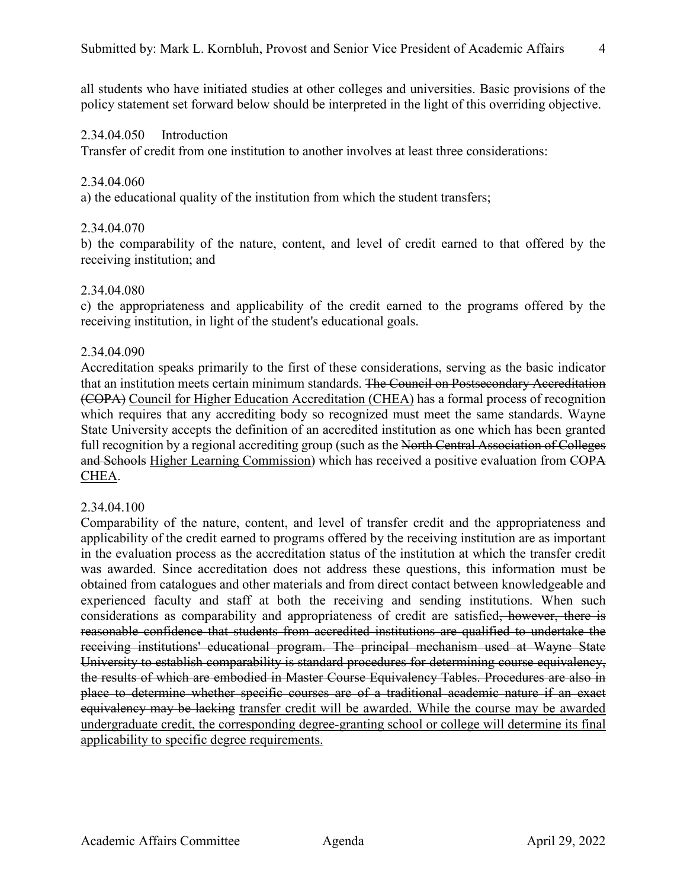all students who have initiated studies at other colleges and universities. Basic provisions of the policy statement set forward below should be interpreted in the light of this overriding objective.

2.34.04.050 Introduction

Transfer of credit from one institution to another involves at least three considerations:

2.34.04.060

a) the educational quality of the institution from which the student transfers;

2.34.04.070

b) the comparability of the nature, content, and level of credit earned to that offered by the receiving institution; and

2.34.04.080

c) the appropriateness and applicability of the credit earned to the programs offered by the receiving institution, in light of the student's educational goals.

2.34.04.090

Accreditation speaks primarily to the first of these considerations, serving as the basic indicator that an institution meets certain minimum standards. ~~The Council on Postsecondary Accreditation (COPA)~~ <u>Council for Higher Education Accreditation (CHEA)</u> has a formal process of recognition which requires that any accrediting body so recognized must meet the same standards. Wayne State University accepts the definition of an accredited institution as one which has been granted full recognition by a regional accrediting group (such as the ~~North Central Association of Colleges and Schools~~ <u>Higher Learning Commission</u>) which has received a positive evaluation from ~~COPA~~ <u>CHEA</u>.

2.34.04.100

Comparability of the nature, content, and level of transfer credit and the appropriateness and applicability of the credit earned to programs offered by the receiving institution are as important in the evaluation process as the accreditation status of the institution at which the transfer credit was awarded. Since accreditation does not address these questions, this information must be obtained from catalogues and other materials and from direct contact between knowledgeable and experienced faculty and staff at both the receiving and sending institutions. When such considerations as comparability and appropriateness of credit are satisfied~~, however, there is reasonable confidence that students from accredited institutions are qualified to undertake the receiving institutions' educational program. The principal mechanism used at Wayne State University to establish comparability is standard procedures for determining course equivalency, the results of which are embodied in Master Course Equivalency Tables. Procedures are also in place to determine whether specific courses are of a traditional academic nature if an exact equivalency may be lacking~~ <u>transfer credit will be awarded. While the course may be awarded undergraduate credit, the corresponding degree-granting school or college will determine its final applicability to specific degree requirements.</u>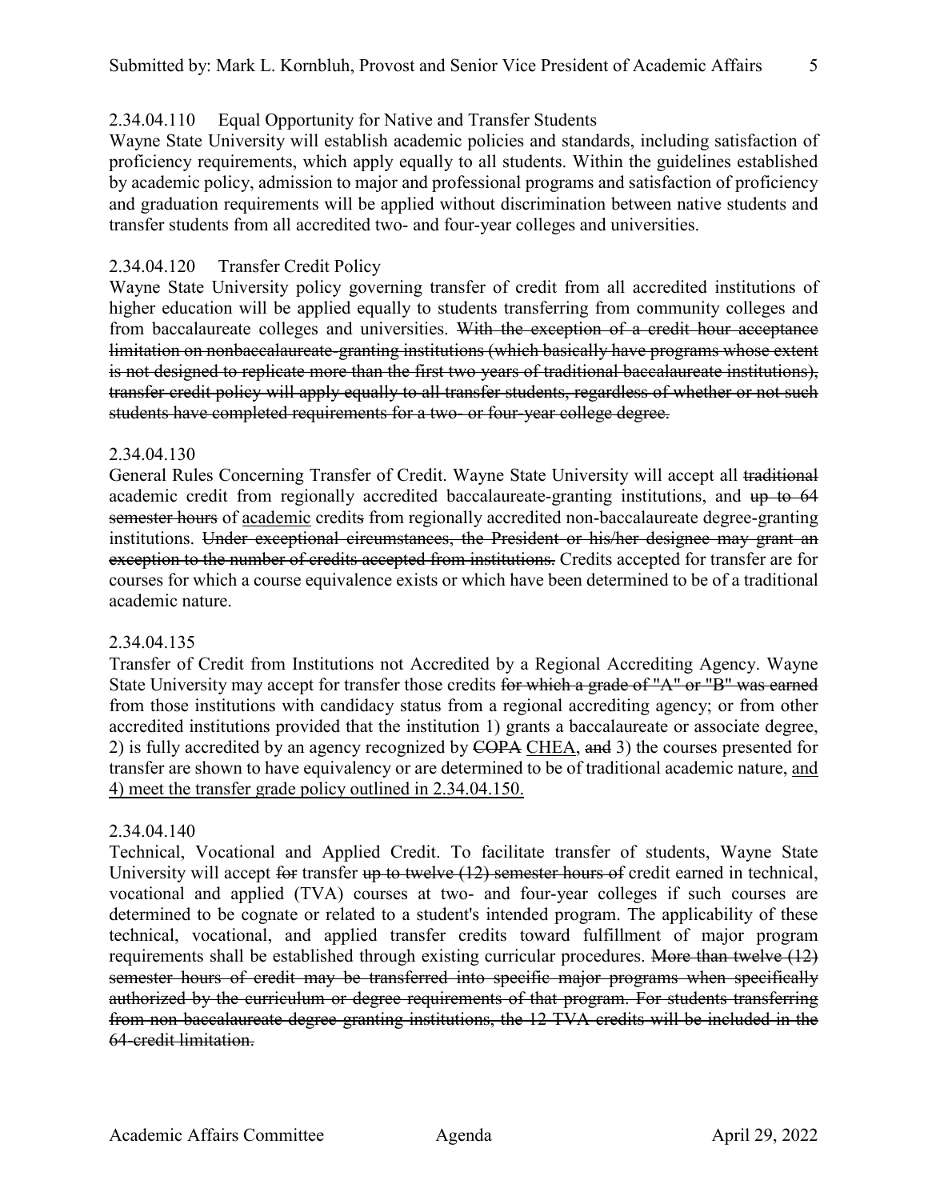2.34.04.110 Equal Opportunity for Native and Transfer Students

Wayne State University will establish academic policies and standards, including satisfaction of proficiency requirements, which apply equally to all students. Within the guidelines established by academic policy, admission to major and professional programs and satisfaction of proficiency and graduation requirements will be applied without discrimination between native students and transfer students from all accredited two- and four-year colleges and universities.

2.34.04.120 Transfer Credit Policy

Wayne State University policy governing transfer of credit from all accredited institutions of higher education will be applied equally to students transferring from community colleges and from baccalaureate colleges and universities. ~~With the exception of a credit hour acceptance limitation on nonbaccalaureate-granting institutions (which basically have programs whose extent is not designed to replicate more than the first two years of traditional baccalaureate institutions), transfer credit policy will apply equally to all transfer students, regardless of whether or not such students have completed requirements for a two- or four-year college degree.~~

2.34.04.130

General Rules Concerning Transfer of Credit. Wayne State University will accept all ~~traditional~~ academic credit from regionally accredited baccalaureate-granting institutions, and ~~up to 64 semester hours~~ of <u>academic</u> credit~~s~~ from regionally accredited non-baccalaureate degree-granting institutions. ~~Under exceptional circumstances, the President or his/her designee may grant an exception to the number of credits accepted from institutions.~~ Credits accepted for transfer are for courses for which a course equivalence exists or which have been determined to be of a traditional academic nature.

2.34.04.135

Transfer of Credit from Institutions not Accredited by a Regional Accrediting Agency. Wayne State University may accept for transfer those credits ~~for which a grade of "A" or "B" was earned~~ from those institutions with candidacy status from a regional accrediting agency; or from other accredited institutions provided that the institution 1) grants a baccalaureate or associate degree, 2) is fully accredited by an agency recognized by ~~COPA~~ <u>CHEA</u>, ~~and~~ 3) the courses presented for transfer are shown to have equivalency or are determined to be of traditional academic nature, <u>and 4) meet the transfer grade policy outlined in 2.34.04.150.</u>

2.34.04.140

Technical, Vocational and Applied Credit. To facilitate transfer of students, Wayne State University will accept ~~for~~ transfer ~~up to twelve (12) semester hours of~~ credit earned in technical, vocational and applied (TVA) courses at two- and four-year colleges if such courses are determined to be cognate or related to a student's intended program. The applicability of these technical, vocational, and applied transfer credits toward fulfillment of major program requirements shall be established through existing curricular procedures. ~~More than twelve (12) semester hours of credit may be transferred into specific major programs when specifically authorized by the curriculum or degree requirements of that program. For students transferring from non-baccalaureate degree granting institutions, the 12 TVA credits will be included in the 64-credit limitation.~~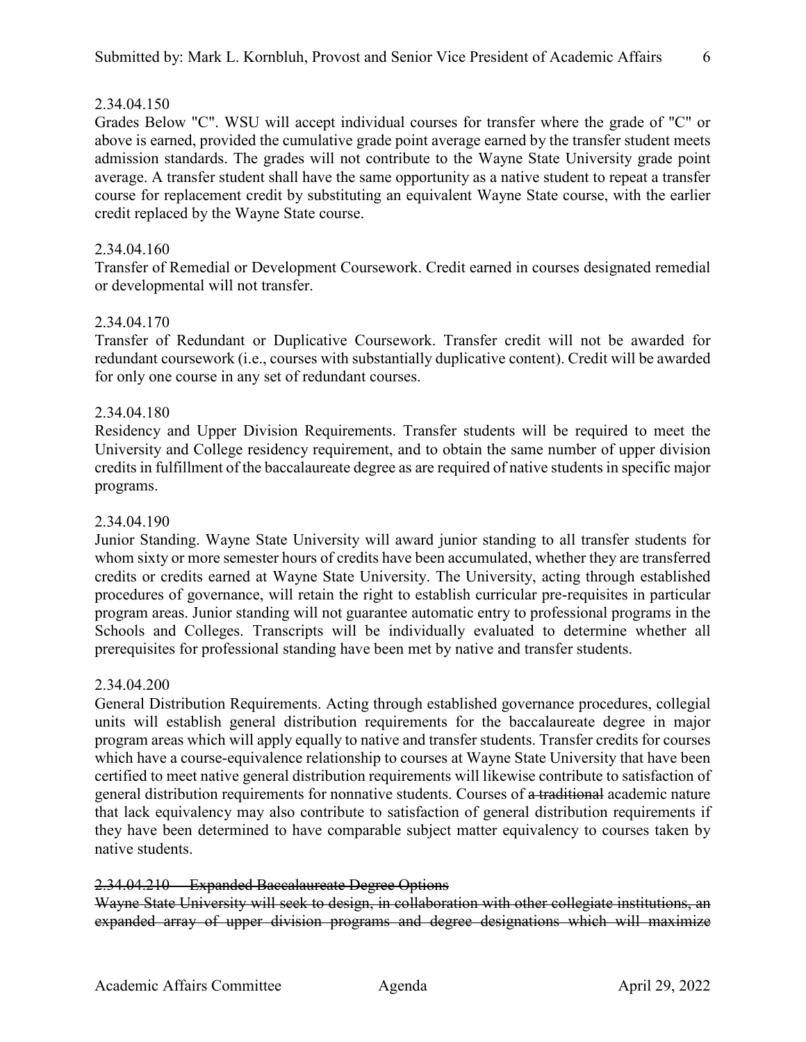2.34.04.150

Grades Below "C". WSU will accept individual courses for transfer where the grade of "C" or above is earned, provided the cumulative grade point average earned by the transfer student meets admission standards. The grades will not contribute to the Wayne State University grade point average. A transfer student shall have the same opportunity as a native student to repeat a transfer course for replacement credit by substituting an equivalent Wayne State course, with the earlier credit replaced by the Wayne State course.

2.34.04.160

Transfer of Remedial or Development Coursework. Credit earned in courses designated remedial or developmental will not transfer.

2.34.04.170

Transfer of Redundant or Duplicative Coursework. Transfer credit will not be awarded for redundant coursework (i.e., courses with substantially duplicative content). Credit will be awarded for only one course in any set of redundant courses.

2.34.04.180

Residency and Upper Division Requirements. Transfer students will be required to meet the University and College residency requirement, and to obtain the same number of upper division credits in fulfillment of the baccalaureate degree as are required of native students in specific major programs.

2.34.04.190

Junior Standing. Wayne State University will award junior standing to all transfer students for whom sixty or more semester hours of credits have been accumulated, whether they are transferred credits or credits earned at Wayne State University. The University, acting through established procedures of governance, will retain the right to establish curricular pre-requisites in particular program areas. Junior standing will not guarantee automatic entry to professional programs in the Schools and Colleges. Transcripts will be individually evaluated to determine whether all prerequisites for professional standing have been met by native and transfer students.

2.34.04.200

General Distribution Requirements. Acting through established governance procedures, collegial units will establish general distribution requirements for the baccalaureate degree in major program areas which will apply equally to native and transfer students. Transfer credits for courses which have a course-equivalence relationship to courses at Wayne State University that have been certified to meet native general distribution requirements will likewise contribute to satisfaction of general distribution requirements for nonnative students. Courses of ~~a traditional~~ academic nature that lack equivalency may also contribute to satisfaction of general distribution requirements if they have been determined to have comparable subject matter equivalency to courses taken by native students.

~~2.34.04.210 Expanded Baccalaureate Degree Options~~

~~Wayne State University will seek to design, in collaboration with other collegiate institutions, an expanded array of upper division programs and degree designations which will maximize~~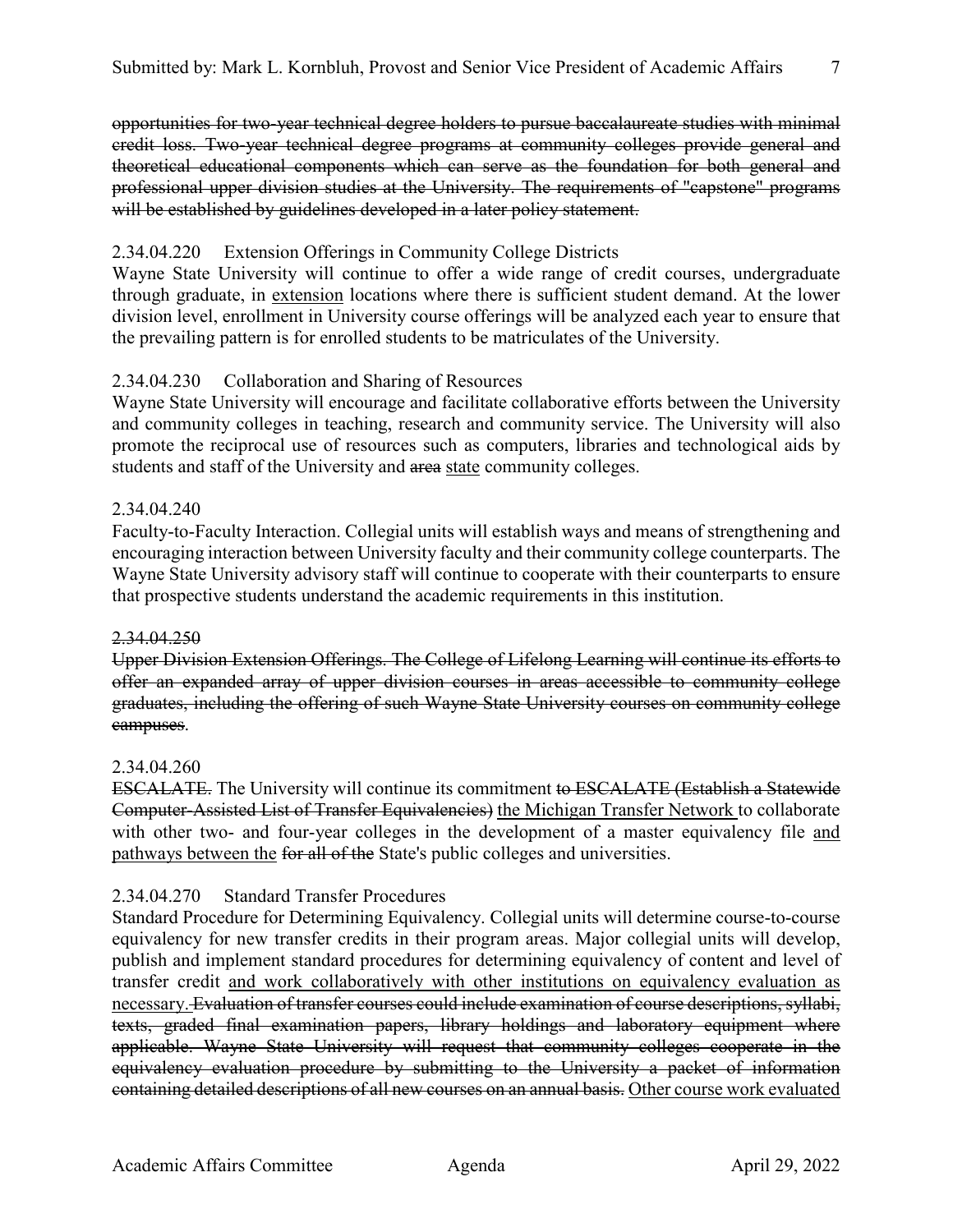~~opportunities for two-year technical degree holders to pursue baccalaureate studies with minimal credit loss. Two-year technical degree programs at community colleges provide general and theoretical educational components which can serve as the foundation for both general and professional upper division studies at the University. The requirements of "capstone" programs will be established by guidelines developed in a later policy statement.~~

2.34.04.220 Extension Offerings in Community College Districts

Wayne State University will continue to offer a wide range of credit courses, undergraduate through graduate, in <u>extension</u> locations where there is sufficient student demand. At the lower division level, enrollment in University course offerings will be analyzed each year to ensure that the prevailing pattern is for enrolled students to be matriculates of the University.

2.34.04.230 Collaboration and Sharing of Resources

Wayne State University will encourage and facilitate collaborative efforts between the University and community colleges in teaching, research and community service. The University will also promote the reciprocal use of resources such as computers, libraries and technological aids by students and staff of the University and ~~area~~ <u>state</u> community colleges.

2.34.04.240

Faculty-to-Faculty Interaction. Collegial units will establish ways and means of strengthening and encouraging interaction between University faculty and their community college counterparts. The Wayne State University advisory staff will continue to cooperate with their counterparts to ensure that prospective students understand the academic requirements in this institution.

~~2.34.04.250~~

~~Upper Division Extension Offerings. The College of Lifelong Learning will continue its efforts to offer an expanded array of upper division courses in areas accessible to community college graduates, including the offering of such Wayne State University courses on community college campuses~~.

2.34.04.260

~~ESCALATE.~~ The University will continue its commitment ~~to ESCALATE (Establish a Statewide Computer-Assisted List of Transfer Equivalencies)~~ <u>the Michigan Transfer Network</u> to collaborate with other two- and four-year colleges in the development of a master equivalency file <u>and pathways between the</u> ~~for all of the~~ State's public colleges and universities.

2.34.04.270 Standard Transfer Procedures

Standard Procedure for Determining Equivalency. Collegial units will determine course-to-course equivalency for new transfer credits in their program areas. Major collegial units will develop, publish and implement standard procedures for determining equivalency of content and level of transfer credit <u>and work collaboratively with other institutions on equivalency evaluation as necessary.</u> ~~Evaluation of transfer courses could include examination of course descriptions, syllabi, texts, graded final examination papers, library holdings and laboratory equipment where applicable. Wayne State University will request that community colleges cooperate in the equivalency evaluation procedure by submitting to the University a packet of information containing detailed descriptions of all new courses on an annual basis.~~ <u>Other course work evaluated</u>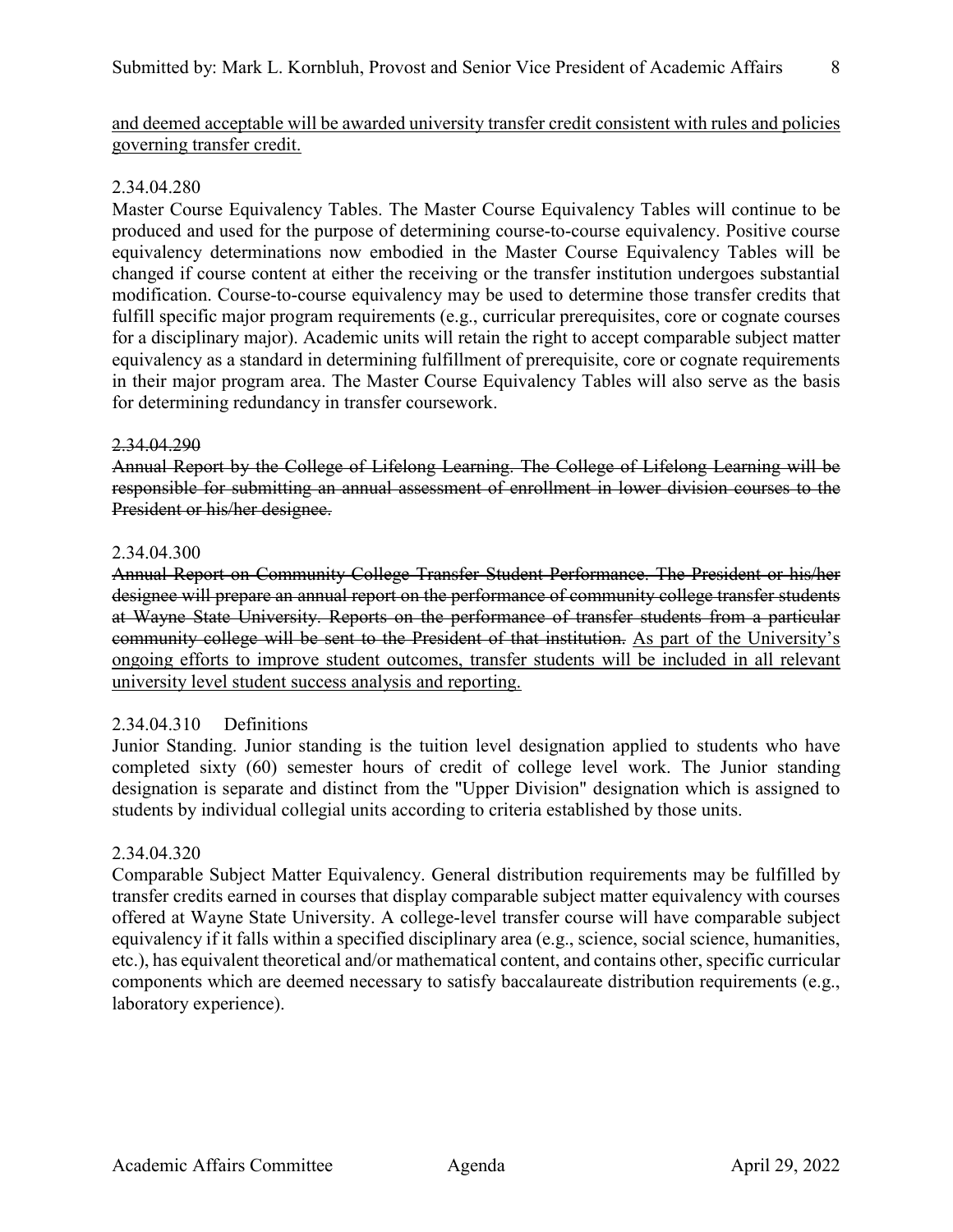<u>and deemed acceptable will be awarded university transfer credit consistent with rules and policies governing transfer credit.</u>

2.34.04.280

Master Course Equivalency Tables. The Master Course Equivalency Tables will continue to be produced and used for the purpose of determining course-to-course equivalency. Positive course equivalency determinations now embodied in the Master Course Equivalency Tables will be changed if course content at either the receiving or the transfer institution undergoes substantial modification. Course-to-course equivalency may be used to determine those transfer credits that fulfill specific major program requirements (e.g., curricular prerequisites, core or cognate courses for a disciplinary major). Academic units will retain the right to accept comparable subject matter equivalency as a standard in determining fulfillment of prerequisite, core or cognate requirements in their major program area. The Master Course Equivalency Tables will also serve as the basis for determining redundancy in transfer coursework.

~~2.34.04.290~~

~~Annual Report by the College of Lifelong Learning. The College of Lifelong Learning will be responsible for submitting an annual assessment of enrollment in lower division courses to the President or his/her designee.~~

2.34.04.300

~~Annual Report on Community College Transfer Student Performance. The President or his/her designee will prepare an annual report on the performance of community college transfer students at Wayne State University. Reports on the performance of transfer students from a particular community college will be sent to the President of that institution.~~ <u>As part of the University's ongoing efforts to improve student outcomes, transfer students will be included in all relevant university level student success analysis and reporting.</u>

2.34.04.310 Definitions

Junior Standing. Junior standing is the tuition level designation applied to students who have completed sixty (60) semester hours of credit of college level work. The Junior standing designation is separate and distinct from the "Upper Division" designation which is assigned to students by individual collegial units according to criteria established by those units.

2.34.04.320

Comparable Subject Matter Equivalency. General distribution requirements may be fulfilled by transfer credits earned in courses that display comparable subject matter equivalency with courses offered at Wayne State University. A college-level transfer course will have comparable subject equivalency if it falls within a specified disciplinary area (e.g., science, social science, humanities, etc.), has equivalent theoretical and/or mathematical content, and contains other, specific curricular components which are deemed necessary to satisfy baccalaureate distribution requirements (e.g., laboratory experience).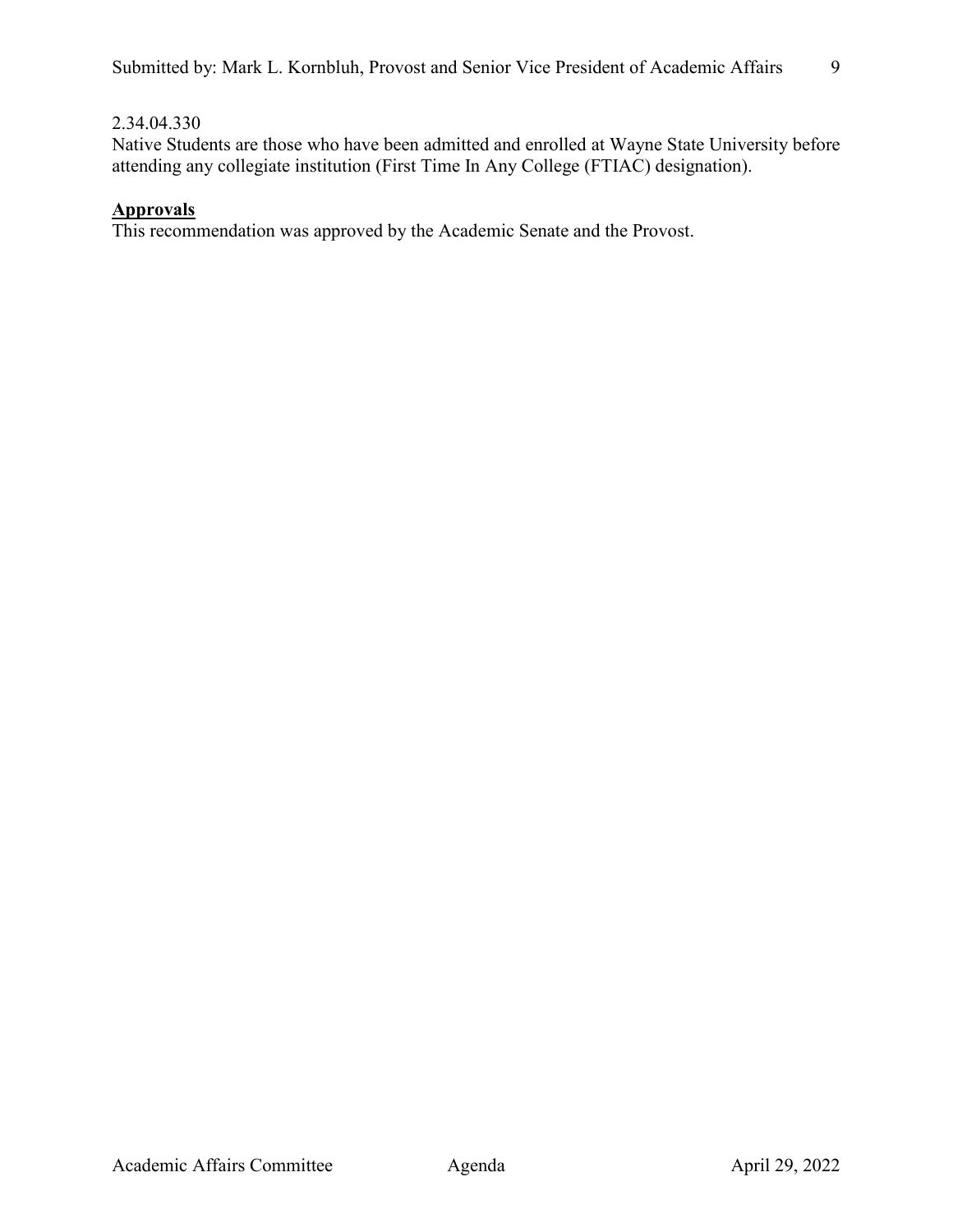2.34.04.330
Native Students are those who have been admitted and enrolled at Wayne State University before attending any collegiate institution (First Time In Any College (FTIAC) designation).

**Approvals**
This recommendation was approved by the Academic Senate and the Provost.